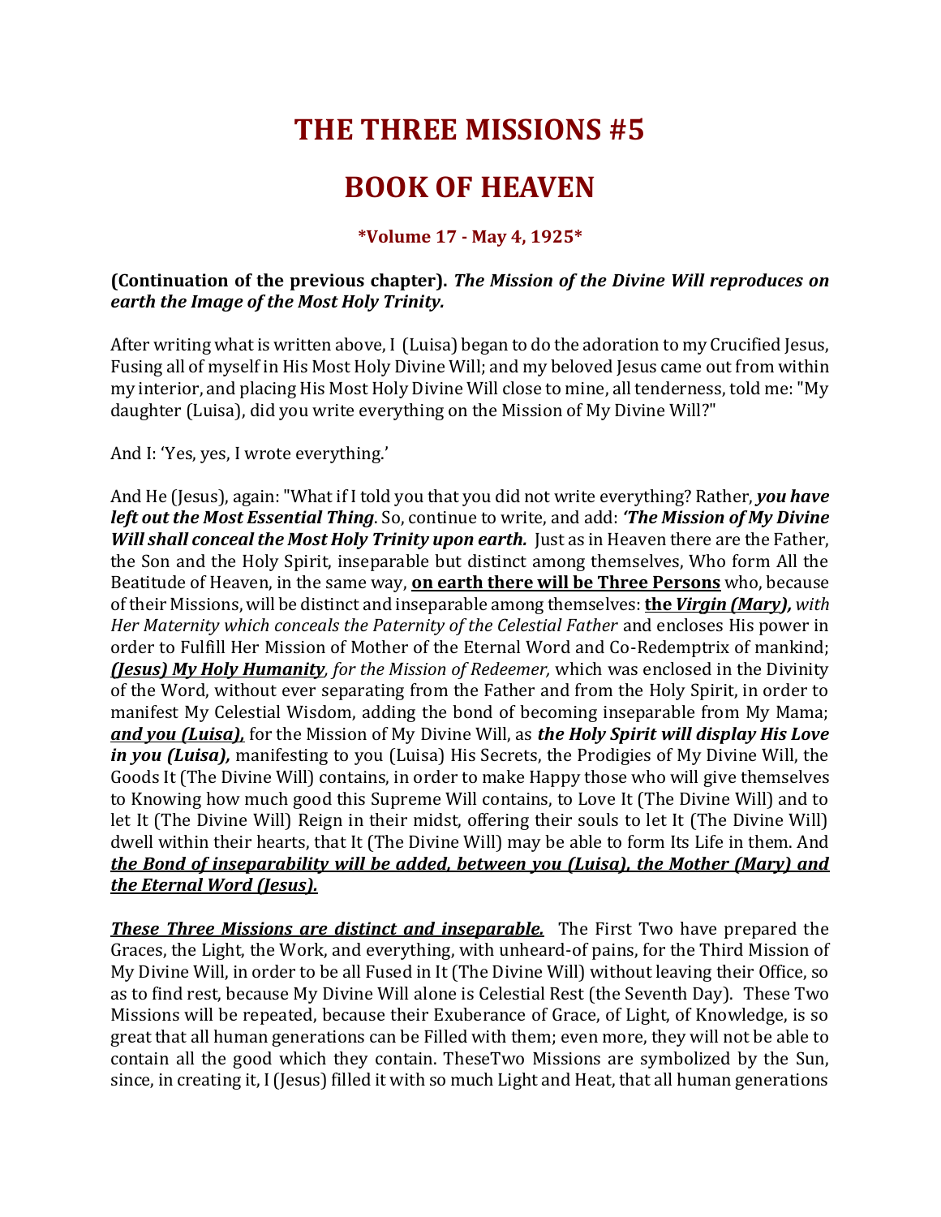# THE THREE MISSIONS #5

# BOOK OF HEAVEN

**\*Volume 17 - May 4, 1925\***

**(Continuation of the previous chapter).** ***The Mission of the Divine Will reproduces on earth the Image of the Most Holy Trinity.***

After writing what is written above, I (Luisa) began to do the adoration to my Crucified Jesus, Fusing all of myself in His Most Holy Divine Will; and my beloved Jesus came out from within my interior, and placing His Most Holy Divine Will close to mine, all tenderness, told me: "My daughter (Luisa), did you write everything on the Mission of My Divine Will?"

And I: 'Yes, yes, I wrote everything.'

And He (Jesus), again: "What if I told you that you did not write everything? Rather, ***you have left out the Most Essential Thing***. So, continue to write, and add: ***'The Mission of My Divine Will shall conceal the Most Holy Trinity upon earth.*** Just as in Heaven there are the Father, the Son and the Holy Spirit, inseparable but distinct among themselves, Who form All the Beatitude of Heaven, in the same way, **<u>on earth there will be Three Persons</u>** who, because of their Missions, will be distinct and inseparable among themselves: ***<u>the Virgin (Mary)</u>, with Her Maternity which conceals the Paternity of the Celestial Father*** and encloses His power in order to Fulfill Her Mission of Mother of the Eternal Word and Co-Redemptrix of mankind; ***<u>(Jesus) My Holy Humanity</u>, for the Mission of Redeemer,*** which was enclosed in the Divinity of the Word, without ever separating from the Father and from the Holy Spirit, in order to manifest My Celestial Wisdom, adding the bond of becoming inseparable from My Mama; ***<u>and you (Luisa),</u>*** for the Mission of My Divine Will, as ***the Holy Spirit will display His Love in you (Luisa),*** manifesting to you (Luisa) His Secrets, the Prodigies of My Divine Will, the Goods It (The Divine Will) contains, in order to make Happy those who will give themselves to Knowing how much good this Supreme Will contains, to Love It (The Divine Will) and to let It (The Divine Will) Reign in their midst, offering their souls to let It (The Divine Will) dwell within their hearts, that It (The Divine Will) may be able to form Its Life in them. And ***<u>the Bond of inseparability will be added, between you (Luisa), the Mother (Mary) and the Eternal Word (Jesus).</u>***

***<u>These Three Missions are distinct and inseparable.</u>*** The First Two have prepared the Graces, the Light, the Work, and everything, with unheard-of pains, for the Third Mission of My Divine Will, in order to be all Fused in It (The Divine Will) without leaving their Office, so as to find rest, because My Divine Will alone is Celestial Rest (the Seventh Day). These Two Missions will be repeated, because their Exuberance of Grace, of Light, of Knowledge, is so great that all human generations can be Filled with them; even more, they will not be able to contain all the good which they contain. TheseTwo Missions are symbolized by the Sun, since, in creating it, I (Jesus) filled it with so much Light and Heat, that all human generations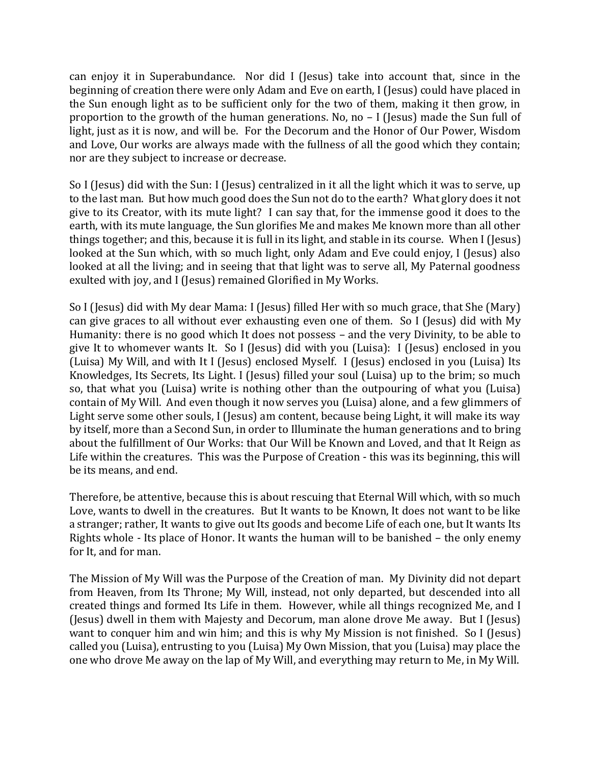can enjoy it in Superabundance. Nor did I (Jesus) take into account that, since in the beginning of creation there were only Adam and Eve on earth, I (Jesus) could have placed in the Sun enough light as to be sufficient only for the two of them, making it then grow, in proportion to the growth of the human generations. No, no – I (Jesus) made the Sun full of light, just as it is now, and will be. For the Decorum and the Honor of Our Power, Wisdom and Love, Our works are always made with the fullness of all the good which they contain; nor are they subject to increase or decrease.

So I (Jesus) did with the Sun: I (Jesus) centralized in it all the light which it was to serve, up to the last man. But how much good does the Sun not do to the earth? What glory does it not give to its Creator, with its mute light? I can say that, for the immense good it does to the earth, with its mute language, the Sun glorifies Me and makes Me known more than all other things together; and this, because it is full in its light, and stable in its course. When I (Jesus) looked at the Sun which, with so much light, only Adam and Eve could enjoy, I (Jesus) also looked at all the living; and in seeing that that light was to serve all, My Paternal goodness exulted with joy, and I (Jesus) remained Glorified in My Works.

So I (Jesus) did with My dear Mama: I (Jesus) filled Her with so much grace, that She (Mary) can give graces to all without ever exhausting even one of them. So I (Jesus) did with My Humanity: there is no good which It does not possess – and the very Divinity, to be able to give It to whomever wants It. So I (Jesus) did with you (Luisa): I (Jesus) enclosed in you (Luisa) My Will, and with It I (Jesus) enclosed Myself. I (Jesus) enclosed in you (Luisa) Its Knowledges, Its Secrets, Its Light. I (Jesus) filled your soul (Luisa) up to the brim; so much so, that what you (Luisa) write is nothing other than the outpouring of what you (Luisa) contain of My Will. And even though it now serves you (Luisa) alone, and a few glimmers of Light serve some other souls, I (Jesus) am content, because being Light, it will make its way by itself, more than a Second Sun, in order to Illuminate the human generations and to bring about the fulfillment of Our Works: that Our Will be Known and Loved, and that It Reign as Life within the creatures. This was the Purpose of Creation - this was its beginning, this will be its means, and end.

Therefore, be attentive, because this is about rescuing that Eternal Will which, with so much Love, wants to dwell in the creatures. But It wants to be Known, It does not want to be like a stranger; rather, It wants to give out Its goods and become Life of each one, but It wants Its Rights whole - Its place of Honor. It wants the human will to be banished – the only enemy for It, and for man.

The Mission of My Will was the Purpose of the Creation of man. My Divinity did not depart from Heaven, from Its Throne; My Will, instead, not only departed, but descended into all created things and formed Its Life in them. However, while all things recognized Me, and I (Jesus) dwell in them with Majesty and Decorum, man alone drove Me away. But I (Jesus) want to conquer him and win him; and this is why My Mission is not finished. So I (Jesus) called you (Luisa), entrusting to you (Luisa) My Own Mission, that you (Luisa) may place the one who drove Me away on the lap of My Will, and everything may return to Me, in My Will.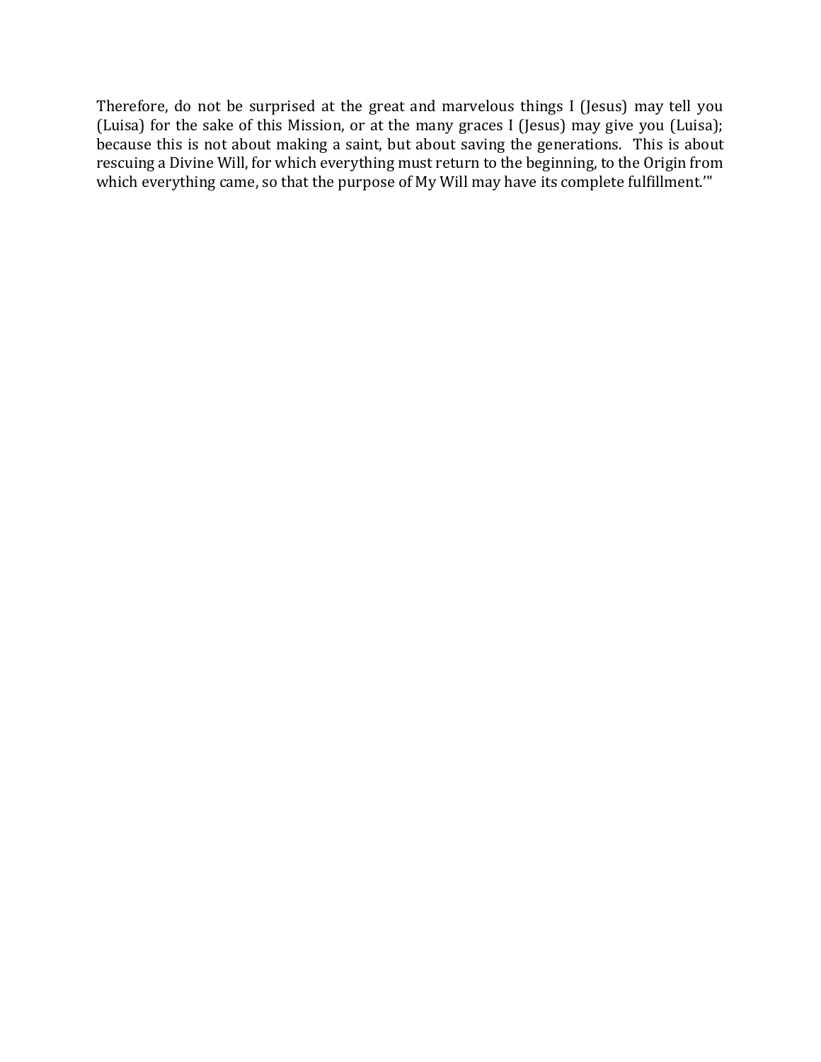Therefore, do not be surprised at the great and marvelous things I (Jesus) may tell you (Luisa) for the sake of this Mission, or at the many graces I (Jesus) may give you (Luisa); because this is not about making a saint, but about saving the generations. This is about rescuing a Divine Will, for which everything must return to the beginning, to the Origin from which everything came, so that the purpose of My Will may have its complete fulfillment.'"